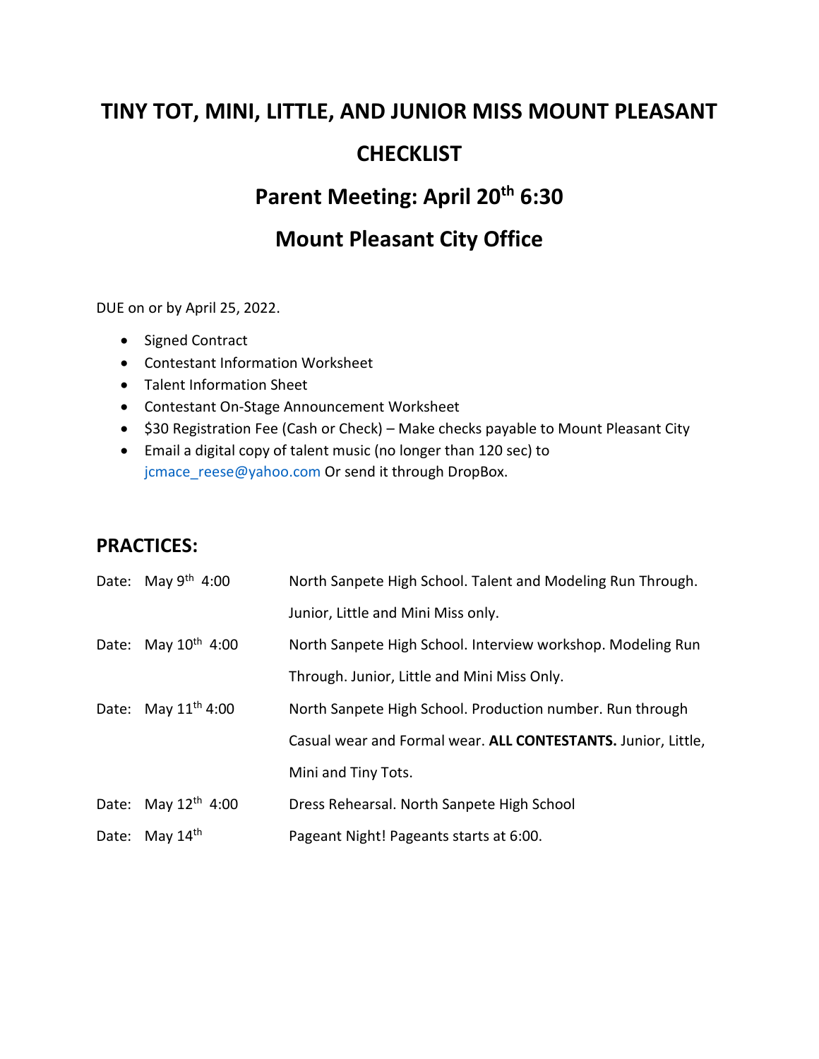# TINY TOT, MINI, LITTLE, AND JUNIOR MISS MOUNT PLEASANT CHECKLIST

## Parent Meeting: April 20th 6:30

## Mount Pleasant City Office

DUE on or by April 25, 2022.

- Signed Contract
- Contestant Information Worksheet
- Talent Information Sheet
- Contestant On-Stage Announcement Worksheet
- $30 Registration Fee (Cash or Check) – Make checks payable to Mount Pleasant City
- Email a digital copy of talent music (no longer than 120 sec) to jcmace_reese@yahoo.com Or send it through DropBox.

## PRACTICES:

| | |
|---|---|
| Date: May 9th 4:00 | North Sanpete High School. Talent and Modeling Run Through. Junior, Little and Mini Miss only. |
| Date: May 10th 4:00 | North Sanpete High School. Interview workshop. Modeling Run Through. Junior, Little and Mini Miss Only. |
| Date: May 11th 4:00 | North Sanpete High School. Production number. Run through Casual wear and Formal wear. **ALL CONTESTANTS.** Junior, Little, Mini and Tiny Tots. |
| Date: May 12th 4:00 | Dress Rehearsal. North Sanpete High School |
| Date: May 14th | Pageant Night! Pageants starts at 6:00. |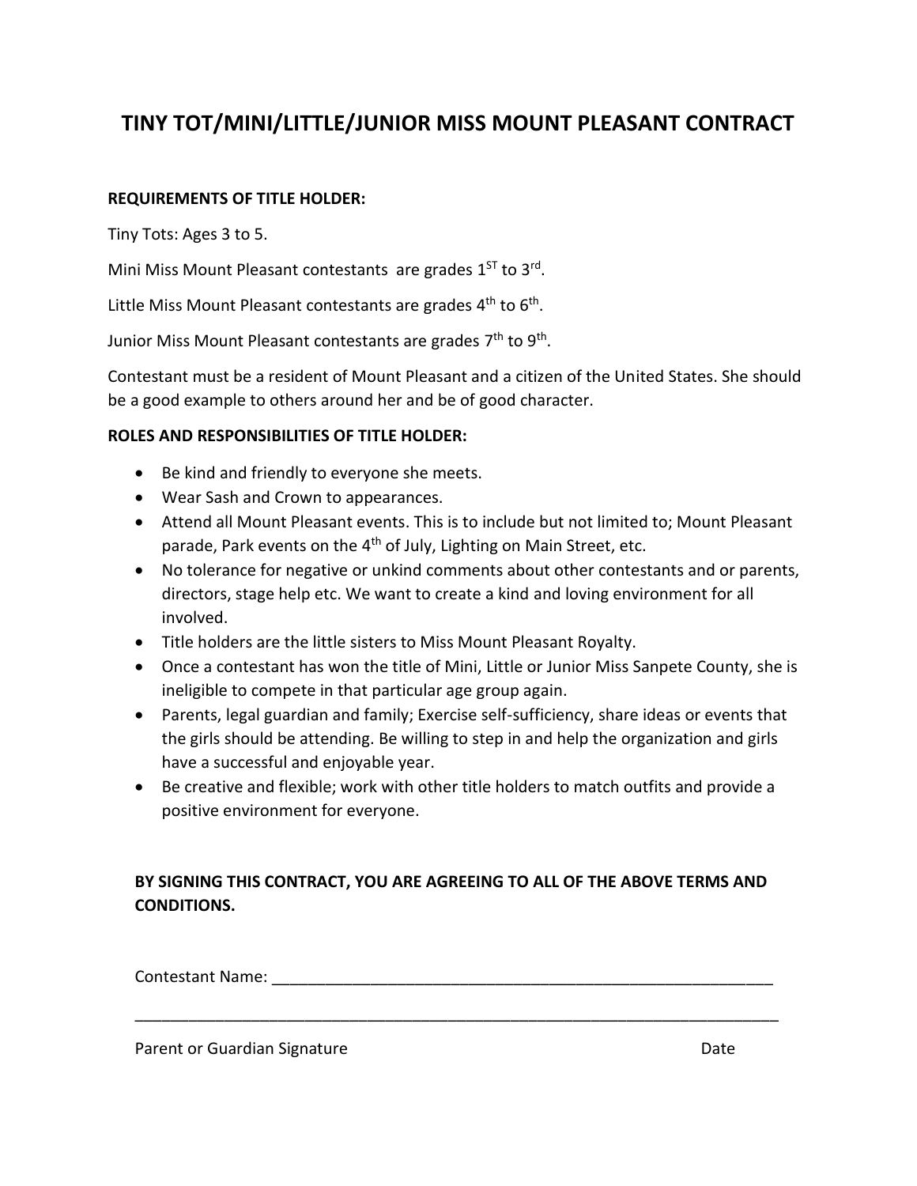# TINY TOT/MINI/LITTLE/JUNIOR MISS MOUNT PLEASANT CONTRACT

**REQUIREMENTS OF TITLE HOLDER:**

Tiny Tots: Ages 3 to 5.

Mini Miss Mount Pleasant contestants are grades 1ST to 3rd.

Little Miss Mount Pleasant contestants are grades 4th to 6th.

Junior Miss Mount Pleasant contestants are grades 7th to 9th.

Contestant must be a resident of Mount Pleasant and a citizen of the United States. She should be a good example to others around her and be of good character.

**ROLES AND RESPONSIBILITIES OF TITLE HOLDER:**

- Be kind and friendly to everyone she meets.
- Wear Sash and Crown to appearances.
- Attend all Mount Pleasant events. This is to include but not limited to; Mount Pleasant parade, Park events on the 4th of July, Lighting on Main Street, etc.
- No tolerance for negative or unkind comments about other contestants and or parents, directors, stage help etc. We want to create a kind and loving environment for all involved.
- Title holders are the little sisters to Miss Mount Pleasant Royalty.
- Once a contestant has won the title of Mini, Little or Junior Miss Sanpete County, she is ineligible to compete in that particular age group again.
- Parents, legal guardian and family; Exercise self-sufficiency, share ideas or events that the girls should be attending. Be willing to step in and help the organization and girls have a successful and enjoyable year.
- Be creative and flexible; work with other title holders to match outfits and provide a positive environment for everyone.

**BY SIGNING THIS CONTRACT, YOU ARE AGREEING TO ALL OF THE ABOVE TERMS AND CONDITIONS.**

Contestant Name: ___________________________________________________________

_____________________________________________________________________________

Parent or Guardian Signature                                                                 Date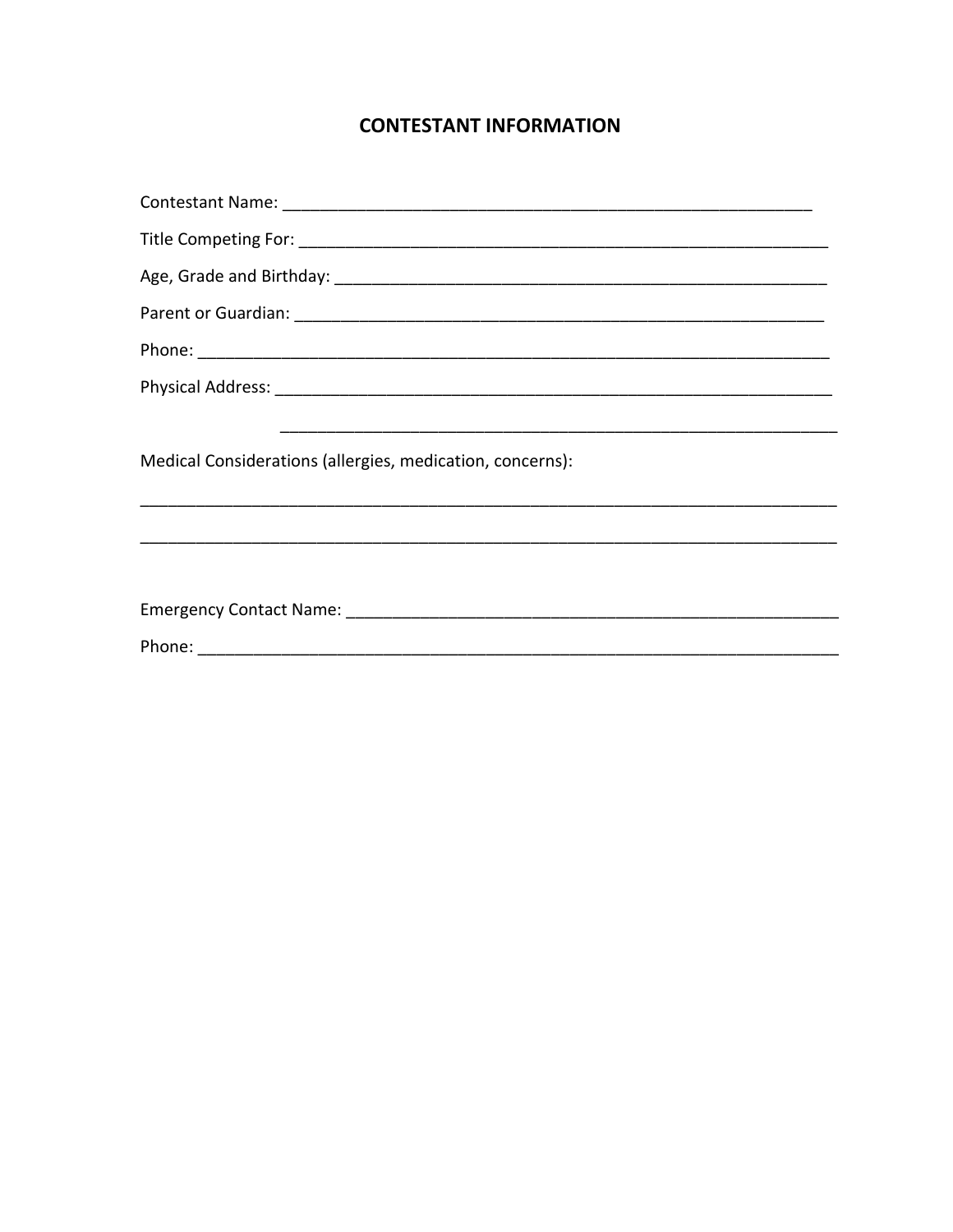## CONTESTANT INFORMATION

Contestant Name: ___________________________________________________________

Title Competing For: _____________________________________________________________

Age, Grade and Birthday: _______________________________________________________

Parent or Guardian: ______________________________________________________________

Phone: _______________________________________________________________________

Physical Address: _________________________________________________________________

_____________________________________________________________

Medical Considerations (allergies, medication, concerns):

_____________________________________________________________________________

_____________________________________________________________________________

Emergency Contact Name: ________________________________________________________

Phone: _______________________________________________________________________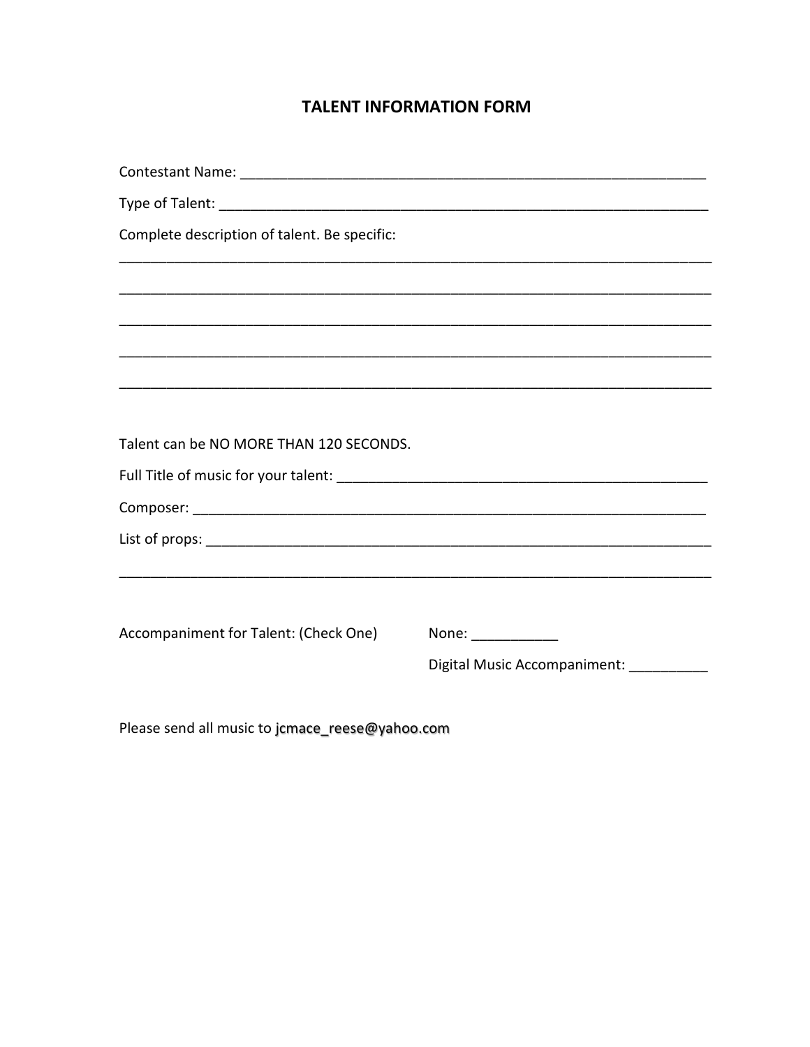# TALENT INFORMATION FORM

Contestant Name: ___________________________________________________________

Type of Talent: ______________________________________________________________

Complete description of talent. Be specific:

_____________________________________________________________________________

_____________________________________________________________________________

_____________________________________________________________________________

_____________________________________________________________________________

_____________________________________________________________________________

Talent can be NO MORE THAN 120 SECONDS.

Full Title of music for your talent: _____________________________________________

Composer: ____________________________________________________________________

List of props: _________________________________________________________________

_____________________________________________________________________________

Accompaniment for Talent: (Check One)

None: ___________

Digital Music Accompaniment: __________

Please send all music to jcmace_reese@yahoo.com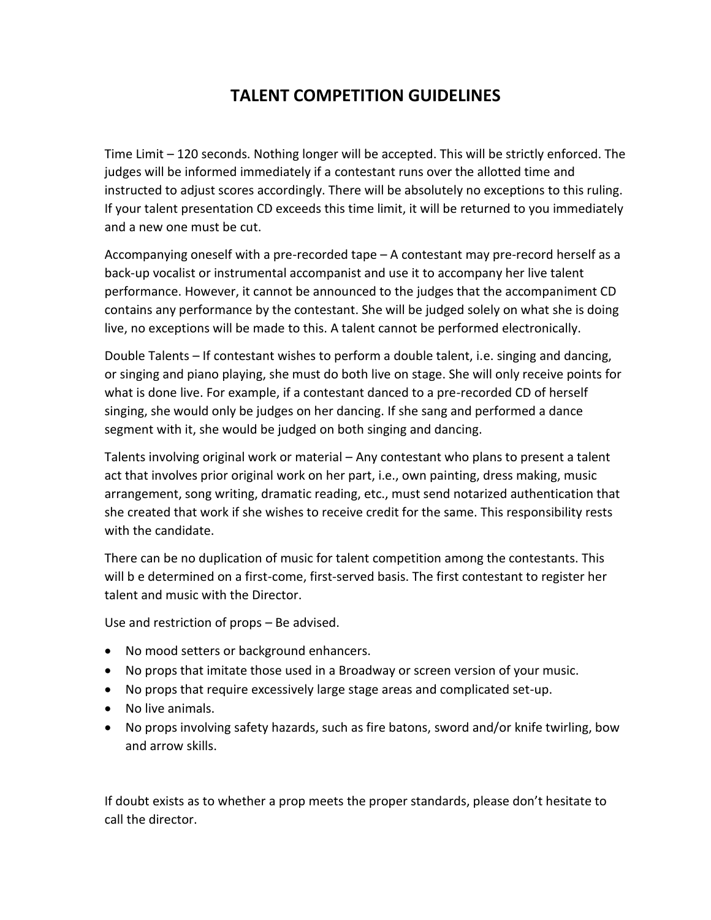# TALENT COMPETITION GUIDELINES

Time Limit – 120 seconds. Nothing longer will be accepted. This will be strictly enforced. The judges will be informed immediately if a contestant runs over the allotted time and instructed to adjust scores accordingly. There will be absolutely no exceptions to this ruling. If your talent presentation CD exceeds this time limit, it will be returned to you immediately and a new one must be cut.

Accompanying oneself with a pre-recorded tape – A contestant may pre-record herself as a back-up vocalist or instrumental accompanist and use it to accompany her live talent performance. However, it cannot be announced to the judges that the accompaniment CD contains any performance by the contestant. She will be judged solely on what she is doing live, no exceptions will be made to this. A talent cannot be performed electronically.

Double Talents – If contestant wishes to perform a double talent, i.e. singing and dancing, or singing and piano playing, she must do both live on stage. She will only receive points for what is done live. For example, if a contestant danced to a pre-recorded CD of herself singing, she would only be judges on her dancing. If she sang and performed a dance segment with it, she would be judged on both singing and dancing.

Talents involving original work or material – Any contestant who plans to present a talent act that involves prior original work on her part, i.e., own painting, dress making, music arrangement, song writing, dramatic reading, etc., must send notarized authentication that she created that work if she wishes to receive credit for the same. This responsibility rests with the candidate.

There can be no duplication of music for talent competition among the contestants. This will b e determined on a first-come, first-served basis. The first contestant to register her talent and music with the Director.

Use and restriction of props – Be advised.

- No mood setters or background enhancers.
- No props that imitate those used in a Broadway or screen version of your music.
- No props that require excessively large stage areas and complicated set-up.
- No live animals.
- No props involving safety hazards, such as fire batons, sword and/or knife twirling, bow and arrow skills.

If doubt exists as to whether a prop meets the proper standards, please don't hesitate to call the director.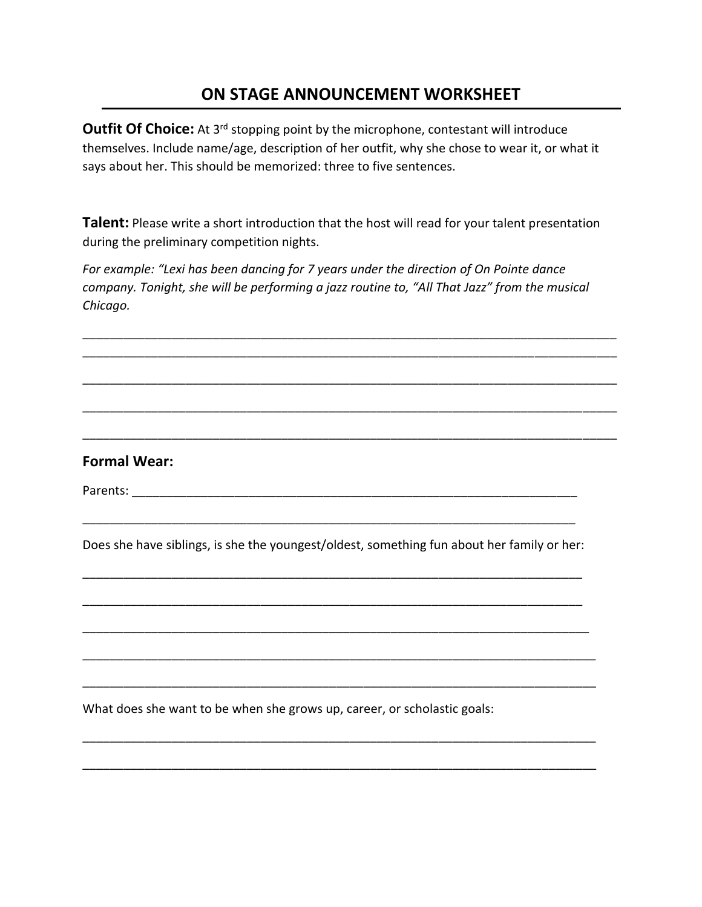# ON STAGE ANNOUNCEMENT WORKSHEET

**Outfit Of Choice:** At 3rd stopping point by the microphone, contestant will introduce themselves. Include name/age, description of her outfit, why she chose to wear it, or what it says about her. This should be memorized: three to five sentences.

**Talent:** Please write a short introduction that the host will read for your talent presentation during the preliminary competition nights.

*For example: "Lexi has been dancing for 7 years under the direction of On Pointe dance company. Tonight, she will be performing a jazz routine to, "All That Jazz" from the musical Chicago.*

_______________________________________________________________________________

_______________________________________________________________________________

_______________________________________________________________________________

_______________________________________________________________________________

_______________________________________________________________________________

**Formal Wear:**

Parents: _____________________________________________________________________

_____________________________________________________________________________

Does she have siblings, is she the youngest/oldest, something fun about her family or her:

_____________________________________________________________________________

_____________________________________________________________________________

_____________________________________________________________________________

_____________________________________________________________________________

_____________________________________________________________________________

What does she want to be when she grows up, career, or scholastic goals:

_____________________________________________________________________________

_____________________________________________________________________________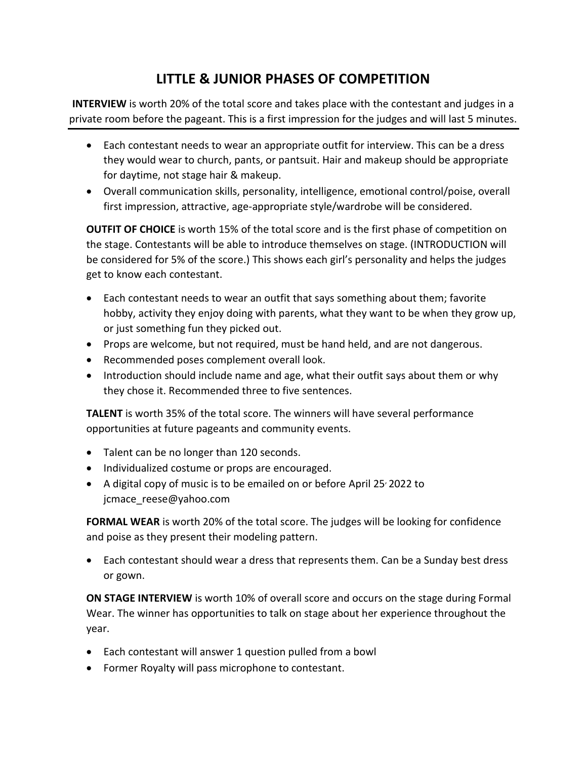# LITTLE & JUNIOR PHASES OF COMPETITION

**INTERVIEW** is worth 20% of the total score and takes place with the contestant and judges in a private room before the pageant. This is a first impression for the judges and will last 5 minutes.

- Each contestant needs to wear an appropriate outfit for interview. This can be a dress they would wear to church, pants, or pantsuit. Hair and makeup should be appropriate for daytime, not stage hair & makeup.
- Overall communication skills, personality, intelligence, emotional control/poise, overall first impression, attractive, age-appropriate style/wardrobe will be considered.

**OUTFIT OF CHOICE** is worth 15% of the total score and is the first phase of competition on the stage. Contestants will be able to introduce themselves on stage. (INTRODUCTION will be considered for 5% of the score.) This shows each girl's personality and helps the judges get to know each contestant.

- Each contestant needs to wear an outfit that says something about them; favorite hobby, activity they enjoy doing with parents, what they want to be when they grow up, or just something fun they picked out.
- Props are welcome, but not required, must be hand held, and are not dangerous.
- Recommended poses complement overall look.
- Introduction should include name and age, what their outfit says about them or why they chose it. Recommended three to five sentences.

**TALENT** is worth 35% of the total score. The winners will have several performance opportunities at future pageants and community events.

- Talent can be no longer than 120 seconds.
- Individualized costume or props are encouraged.
- A digital copy of music is to be emailed on or before April 25, 2022 to jcmace_reese@yahoo.com

**FORMAL WEAR** is worth 20% of the total score. The judges will be looking for confidence and poise as they present their modeling pattern.

- Each contestant should wear a dress that represents them. Can be a Sunday best dress or gown.

**ON STAGE INTERVIEW** is worth 10% of overall score and occurs on the stage during Formal Wear. The winner has opportunities to talk on stage about her experience throughout the year.

- Each contestant will answer 1 question pulled from a bowl
- Former Royalty will pass microphone to contestant.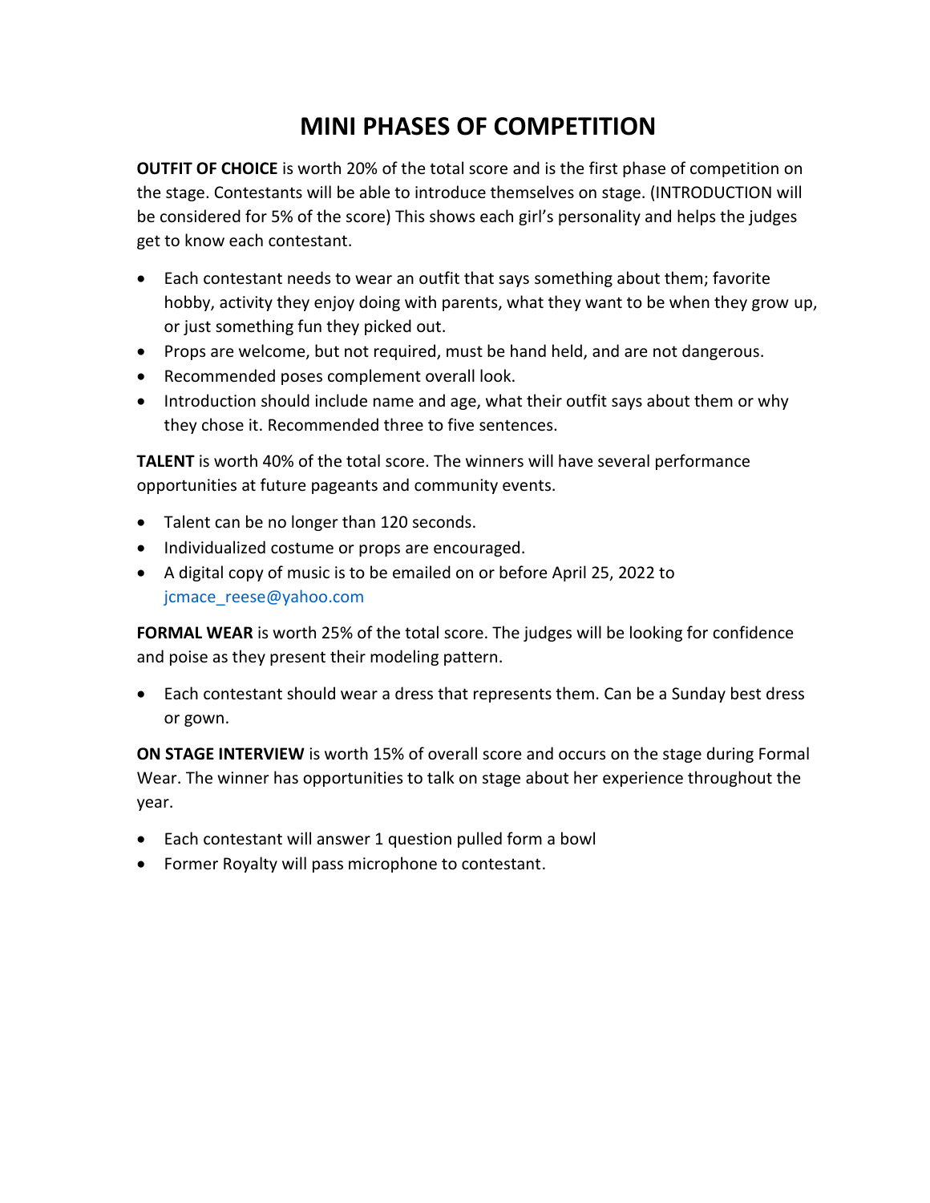# MINI PHASES OF COMPETITION

**OUTFIT OF CHOICE** is worth 20% of the total score and is the first phase of competition on the stage. Contestants will be able to introduce themselves on stage. (INTRODUCTION will be considered for 5% of the score) This shows each girl's personality and helps the judges get to know each contestant.

- Each contestant needs to wear an outfit that says something about them; favorite hobby, activity they enjoy doing with parents, what they want to be when they grow up, or just something fun they picked out.
- Props are welcome, but not required, must be hand held, and are not dangerous.
- Recommended poses complement overall look.
- Introduction should include name and age, what their outfit says about them or why they chose it. Recommended three to five sentences.

**TALENT** is worth 40% of the total score. The winners will have several performance opportunities at future pageants and community events.

- Talent can be no longer than 120 seconds.
- Individualized costume or props are encouraged.
- A digital copy of music is to be emailed on or before April 25, 2022 to jcmace_reese@yahoo.com

**FORMAL WEAR** is worth 25% of the total score. The judges will be looking for confidence and poise as they present their modeling pattern.

- Each contestant should wear a dress that represents them. Can be a Sunday best dress or gown.

**ON STAGE INTERVIEW** is worth 15% of overall score and occurs on the stage during Formal Wear. The winner has opportunities to talk on stage about her experience throughout the year.

- Each contestant will answer 1 question pulled form a bowl
- Former Royalty will pass microphone to contestant.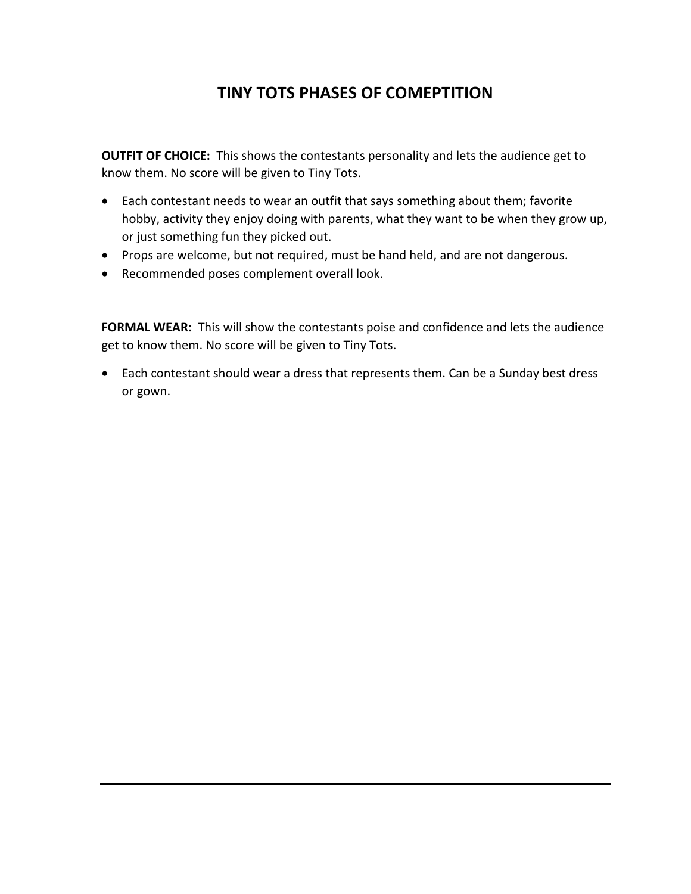# TINY TOTS PHASES OF COMEPTITION

**OUTFIT OF CHOICE:** This shows the contestants personality and lets the audience get to know them. No score will be given to Tiny Tots.

- Each contestant needs to wear an outfit that says something about them; favorite hobby, activity they enjoy doing with parents, what they want to be when they grow up, or just something fun they picked out.
- Props are welcome, but not required, must be hand held, and are not dangerous.
- Recommended poses complement overall look.

**FORMAL WEAR:** This will show the contestants poise and confidence and lets the audience get to know them. No score will be given to Tiny Tots.

- Each contestant should wear a dress that represents them. Can be a Sunday best dress or gown.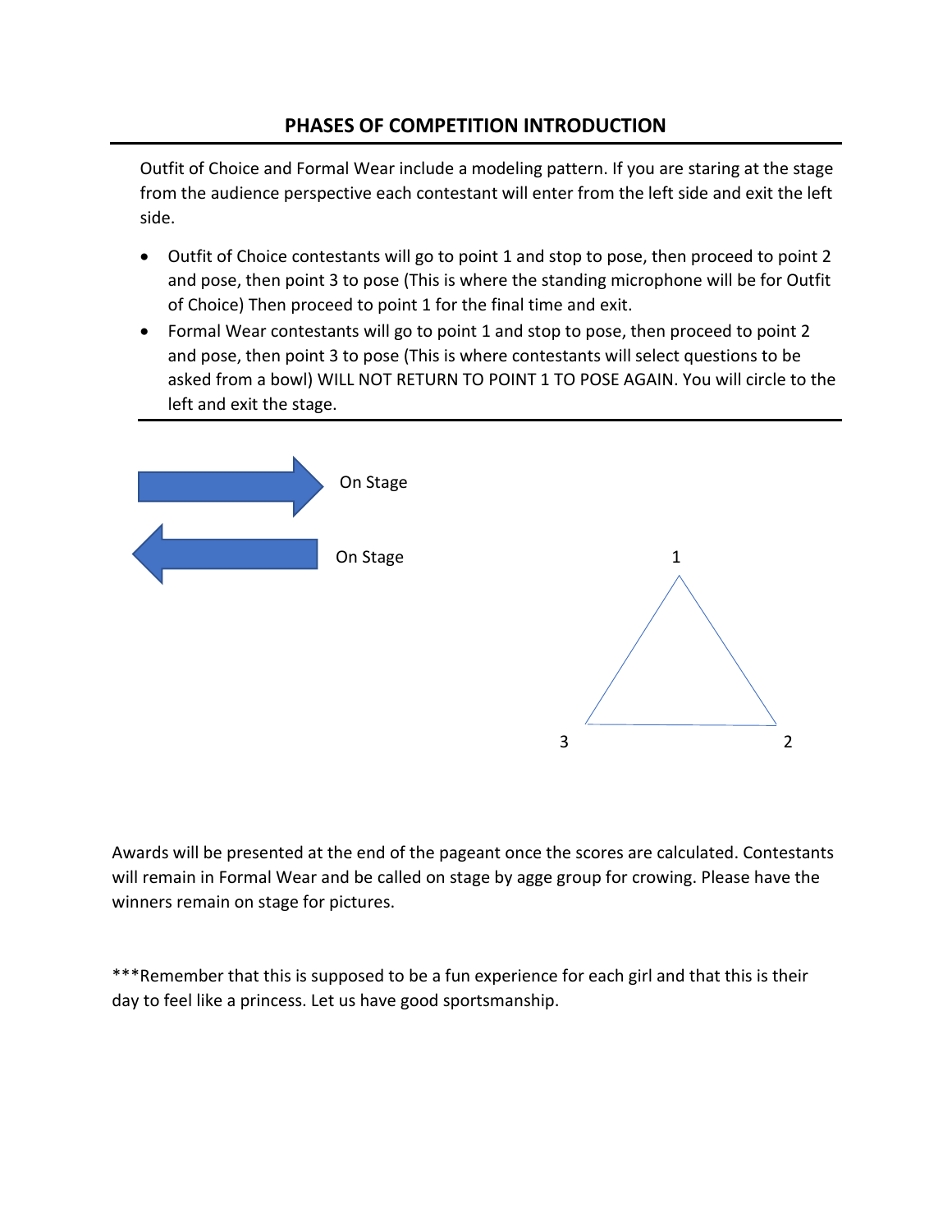## PHASES OF COMPETITION INTRODUCTION

Outfit of Choice and Formal Wear include a modeling pattern. If you are staring at the stage from the audience perspective each contestant will enter from the left side and exit the left side.

- Outfit of Choice contestants will go to point 1 and stop to pose, then proceed to point 2 and pose, then point 3 to pose (This is where the standing microphone will be for Outfit of Choice) Then proceed to point 1 for the final time and exit.
- Formal Wear contestants will go to point 1 and stop to pose, then proceed to point 2 and pose, then point 3 to pose (This is where contestants will select questions to be asked from a bowl) WILL NOT RETURN TO POINT 1 TO POSE AGAIN. You will circle to the left and exit the stage.

On Stage

On Stage

1

3

2

Awards will be presented at the end of the pageant once the scores are calculated. Contestants will remain in Formal Wear and be called on stage by agge group for crowing. Please have the winners remain on stage for pictures.

***Remember that this is supposed to be a fun experience for each girl and that this is their day to feel like a princess. Let us have good sportsmanship.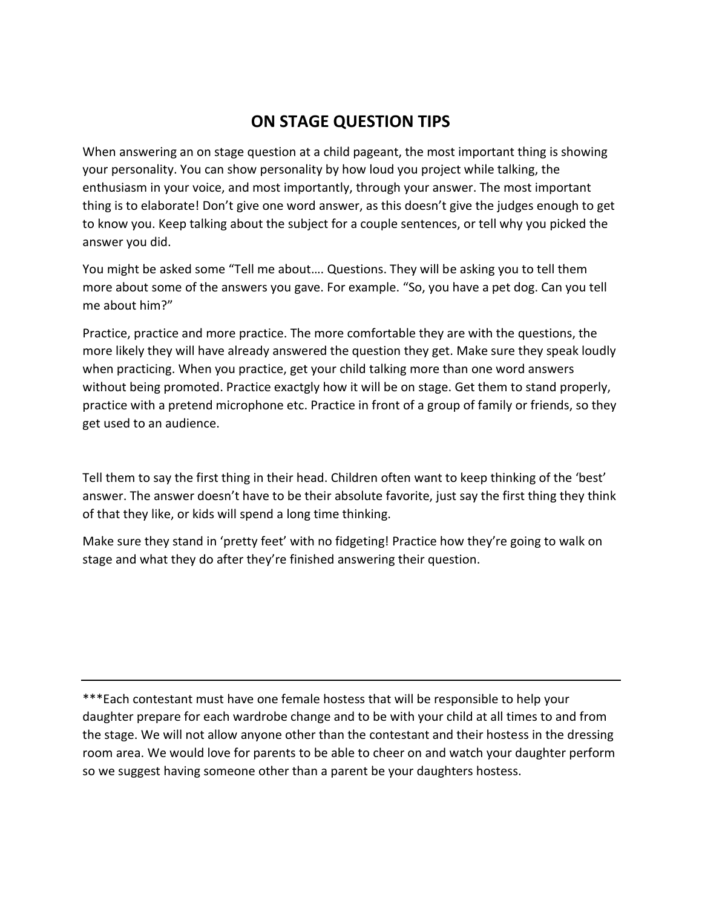# ON STAGE QUESTION TIPS

When answering an on stage question at a child pageant, the most important thing is showing your personality. You can show personality by how loud you project while talking, the enthusiasm in your voice, and most importantly, through your answer. The most important thing is to elaborate! Don't give one word answer, as this doesn't give the judges enough to get to know you. Keep talking about the subject for a couple sentences, or tell why you picked the answer you did.

You might be asked some "Tell me about…. Questions. They will be asking you to tell them more about some of the answers you gave. For example. "So, you have a pet dog. Can you tell me about him?"

Practice, practice and more practice. The more comfortable they are with the questions, the more likely they will have already answered the question they get. Make sure they speak loudly when practicing. When you practice, get your child talking more than one word answers without being promoted. Practice exactgly how it will be on stage. Get them to stand properly, practice with a pretend microphone etc. Practice in front of a group of family or friends, so they get used to an audience.

Tell them to say the first thing in their head. Children often want to keep thinking of the 'best' answer. The answer doesn't have to be their absolute favorite, just say the first thing they think of that they like, or kids will spend a long time thinking.

Make sure they stand in 'pretty feet' with no fidgeting! Practice how they're going to walk on stage and what they do after they're finished answering their question.

---

***Each contestant must have one female hostess that will be responsible to help your daughter prepare for each wardrobe change and to be with your child at all times to and from the stage. We will not allow anyone other than the contestant and their hostess in the dressing room area. We would love for parents to be able to cheer on and watch your daughter perform so we suggest having someone other than a parent be your daughters hostess.